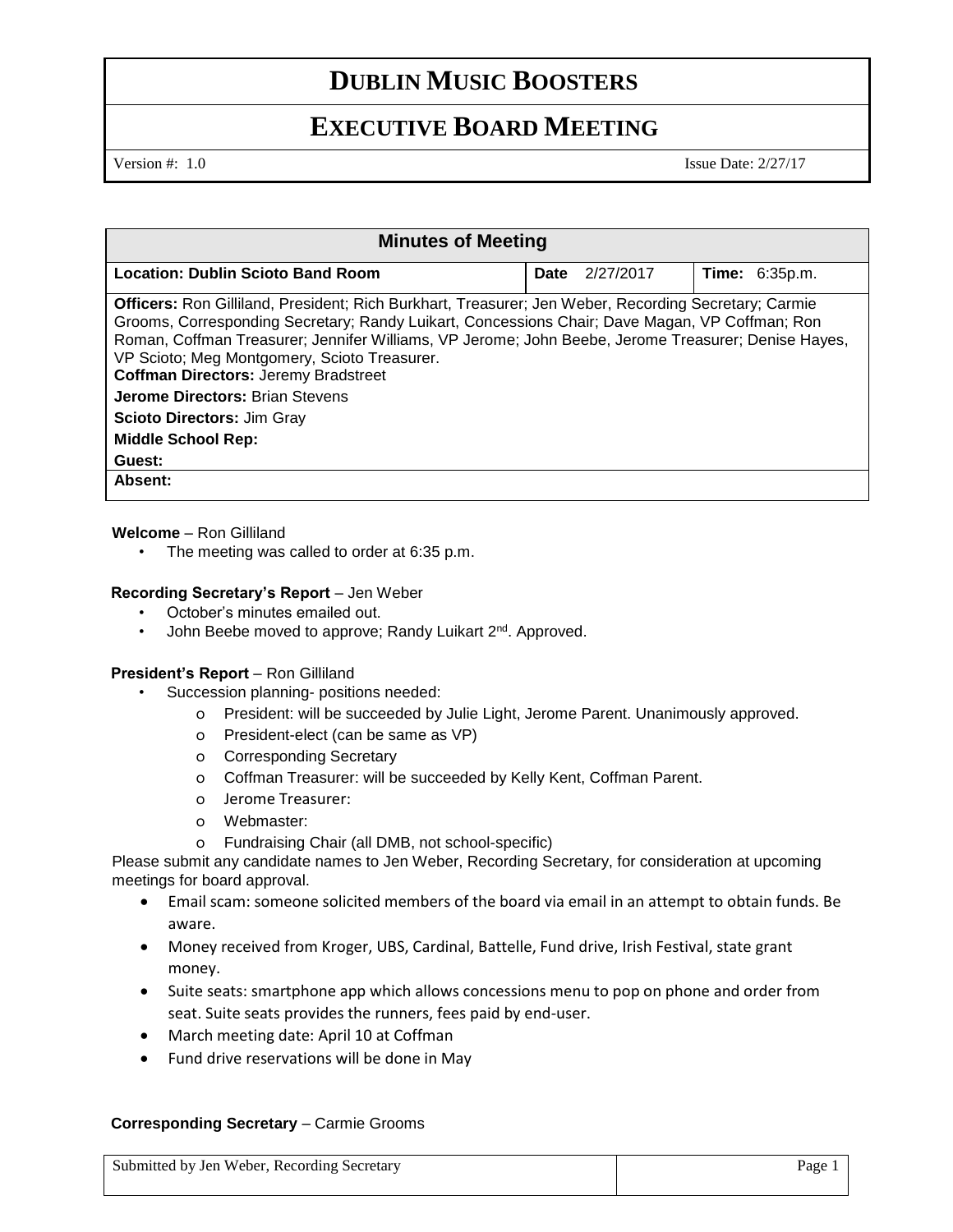# DUBLIN MUSIC BOOSTERS

## EXECUTIVE BOARD MEETING

Version #: 1.0 Issue Date: 2/27/17

| Minutes of Meeting | | |
|---|---|---|
| **Location: Dublin Scioto Band Room** | **Date** 2/27/2017 | **Time:** 6:35p.m. |
| **Officers:** Ron Gilliland, President; Rich Burkhart, Treasurer; Jen Weber, Recording Secretary; Carmie Grooms, Corresponding Secretary; Randy Luikart, Concessions Chair; Dave Magan, VP Coffman; Ron Roman, Coffman Treasurer; Jennifer Williams, VP Jerome; John Beebe, Jerome Treasurer; Denise Hayes, VP Scioto; Meg Montgomery, Scioto Treasurer.<br>**Coffman Directors:** Jeremy Bradstreet<br>**Jerome Directors:** Brian Stevens<br>**Scioto Directors:** Jim Gray<br>**Middle School Rep:**<br>**Guest:** | | |
| **Absent:** | | |

**Welcome** – Ron Gilliland

- The meeting was called to order at 6:35 p.m.

**Recording Secretary's Report** – Jen Weber

- October's minutes emailed out.
- John Beebe moved to approve; Randy Luikart 2nd. Approved.

**President's Report** – Ron Gilliland

- Succession planning- positions needed:
  - President: will be succeeded by Julie Light, Jerome Parent. Unanimously approved.
  - President-elect (can be same as VP)
  - Corresponding Secretary
  - Coffman Treasurer: will be succeeded by Kelly Kent, Coffman Parent.
  - Jerome Treasurer:
  - Webmaster:
  - Fundraising Chair (all DMB, not school-specific)

Please submit any candidate names to Jen Weber, Recording Secretary, for consideration at upcoming meetings for board approval.

- Email scam: someone solicited members of the board via email in an attempt to obtain funds. Be aware.
- Money received from Kroger, UBS, Cardinal, Battelle, Fund drive, Irish Festival, state grant money.
- Suite seats: smartphone app which allows concessions menu to pop on phone and order from seat. Suite seats provides the runners, fees paid by end-user.
- March meeting date: April 10 at Coffman
- Fund drive reservations will be done in May

**Corresponding Secretary** – Carmie Grooms

Submitted by Jen Weber, Recording Secretary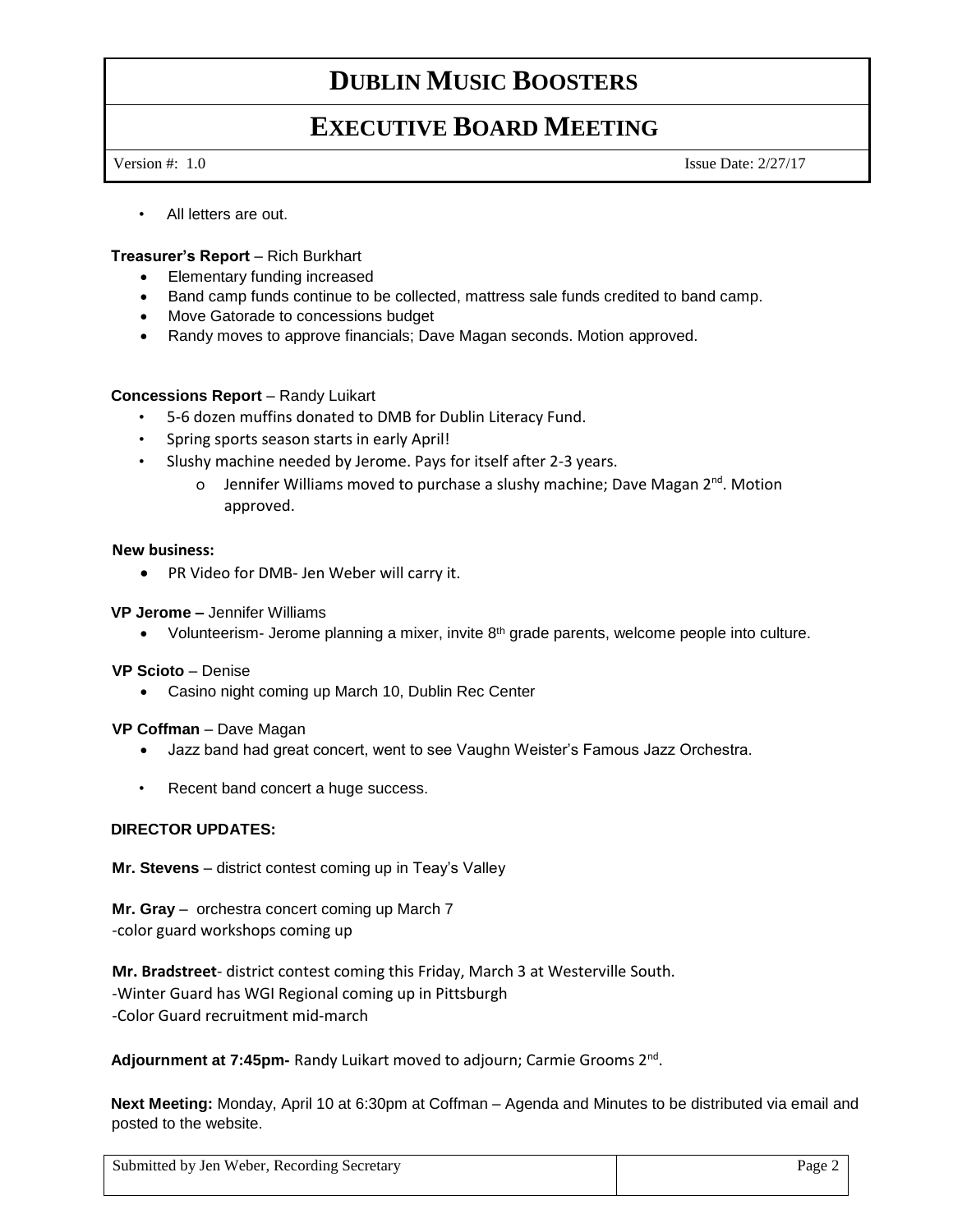- All letters are out.

**Treasurer's Report** – Rich Burkhart

- Elementary funding increased
- Band camp funds continue to be collected, mattress sale funds credited to band camp.
- Move Gatorade to concessions budget
- Randy moves to approve financials; Dave Magan seconds. Motion approved.

**Concessions Report** – Randy Luikart

- 5-6 dozen muffins donated to DMB for Dublin Literacy Fund.
- Spring sports season starts in early April!
- Slushy machine needed by Jerome. Pays for itself after 2-3 years.
  - Jennifer Williams moved to purchase a slushy machine; Dave Magan 2nd. Motion approved.

**New business:**

- PR Video for DMB- Jen Weber will carry it.

**VP Jerome –** Jennifer Williams

- Volunteerism- Jerome planning a mixer, invite 8th grade parents, welcome people into culture.

**VP Scioto** – Denise

- Casino night coming up March 10, Dublin Rec Center

**VP Coffman** – Dave Magan

- Jazz band had great concert, went to see Vaughn Weister's Famous Jazz Orchestra.
- Recent band concert a huge success.

**DIRECTOR UPDATES:**

**Mr. Stevens** – district contest coming up in Teay's Valley

**Mr. Gray** – orchestra concert coming up March 7
-color guard workshops coming up

**Mr. Bradstreet**- district contest coming this Friday, March 3 at Westerville South.
-Winter Guard has WGI Regional coming up in Pittsburgh
-Color Guard recruitment mid-march

**Adjournment at 7:45pm-** Randy Luikart moved to adjourn; Carmie Grooms 2nd.

**Next Meeting:** Monday, April 10 at 6:30pm at Coffman – Agenda and Minutes to be distributed via email and posted to the website.

Submitted by Jen Weber, Recording Secretary